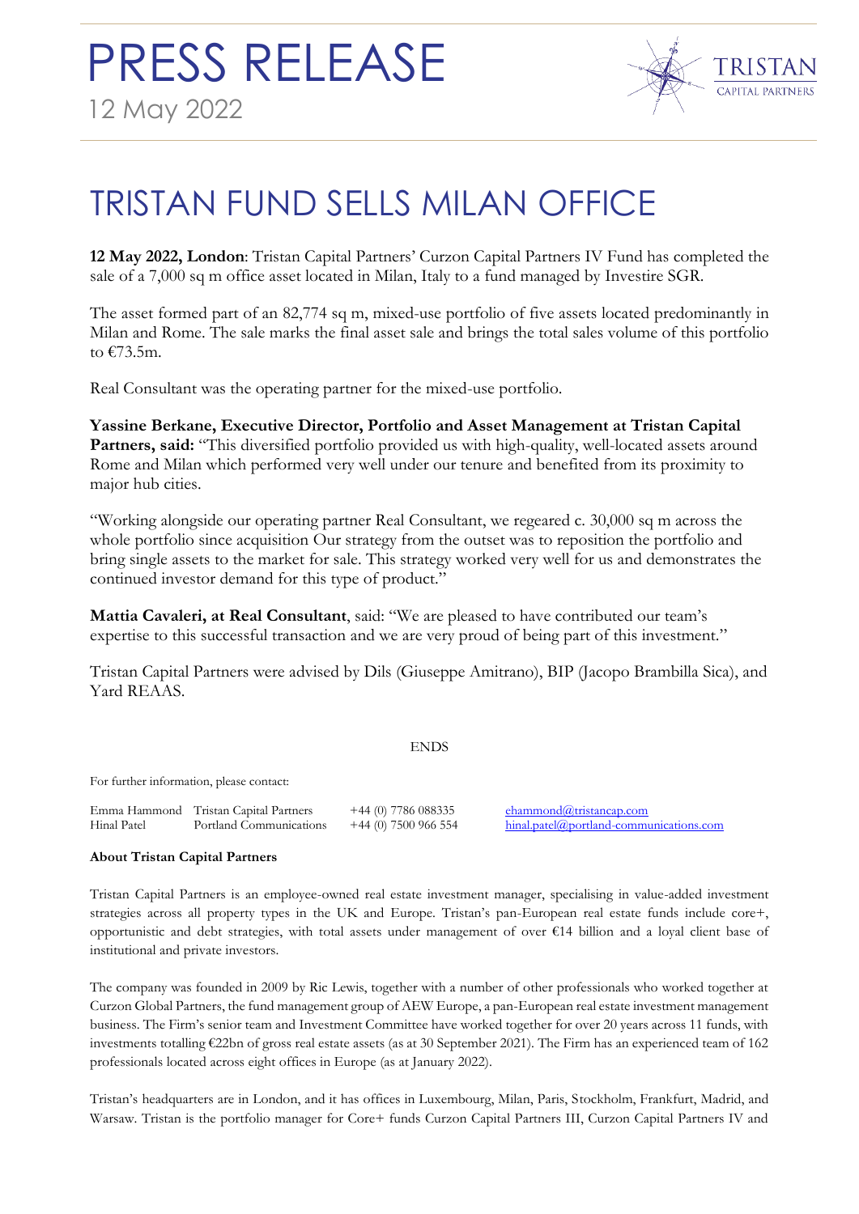# PRESS RELEASE

12 May 2022

# TRISTAN FUND SELLS MILAN OFFICE

**12 May 2022, London**: Tristan Capital Partners' Curzon Capital Partners IV Fund has completed the sale of a 7,000 sq m office asset located in Milan, Italy to a fund managed by Investire SGR.

The asset formed part of an 82,774 sq m, mixed-use portfolio of five assets located predominantly in Milan and Rome. The sale marks the final asset sale and brings the total sales volume of this portfolio to €73.5m.

Real Consultant was the operating partner for the mixed-use portfolio.

**Yassine Berkane, Executive Director, Portfolio and Asset Management at Tristan Capital Partners, said:** "This diversified portfolio provided us with high-quality, well-located assets around Rome and Milan which performed very well under our tenure and benefited from its proximity to major hub cities.

"Working alongside our operating partner Real Consultant, we regeared c. 30,000 sq m across the whole portfolio since acquisition Our strategy from the outset was to reposition the portfolio and bring single assets to the market for sale. This strategy worked very well for us and demonstrates the continued investor demand for this type of product."

**Mattia Cavaleri, at Real Consultant**, said: "We are pleased to have contributed our team's expertise to this successful transaction and we are very proud of being part of this investment."

Tristan Capital Partners were advised by Dils (Giuseppe Amitrano), BIP (Jacopo Brambilla Sica), and Yard REAAS.

ENDS

For further information, please contact:

| | | | |
|---|---|---|---|
| Emma Hammond | Tristan Capital Partners | +44 (0) 7786 088335 | ehammond@tristancap.com |
| Hinal Patel | Portland Communications | +44 (0) 7500 966 554 | hinal.patel@portland-communications.com |

**About Tristan Capital Partners**

Tristan Capital Partners is an employee-owned real estate investment manager, specialising in value-added investment strategies across all property types in the UK and Europe. Tristan's pan-European real estate funds include core+, opportunistic and debt strategies, with total assets under management of over €14 billion and a loyal client base of institutional and private investors.

The company was founded in 2009 by Ric Lewis, together with a number of other professionals who worked together at Curzon Global Partners, the fund management group of AEW Europe, a pan-European real estate investment management business. The Firm's senior team and Investment Committee have worked together for over 20 years across 11 funds, with investments totalling €22bn of gross real estate assets (as at 30 September 2021). The Firm has an experienced team of 162 professionals located across eight offices in Europe (as at January 2022).

Tristan's headquarters are in London, and it has offices in Luxembourg, Milan, Paris, Stockholm, Frankfurt, Madrid, and Warsaw. Tristan is the portfolio manager for Core+ funds Curzon Capital Partners III, Curzon Capital Partners IV and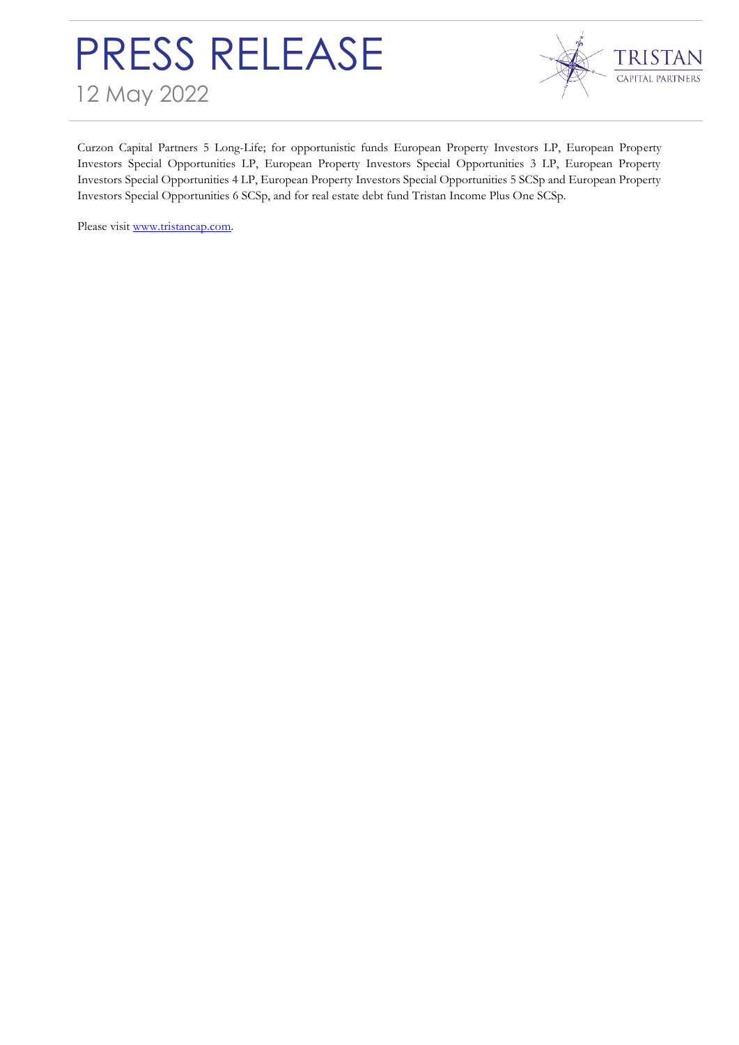Curzon Capital Partners 5 Long-Life; for opportunistic funds European Property Investors LP, European Property Investors Special Opportunities LP, European Property Investors Special Opportunities 3 LP, European Property Investors Special Opportunities 4 LP, European Property Investors Special Opportunities 5 SCSp and European Property Investors Special Opportunities 6 SCSp, and for real estate debt fund Tristan Income Plus One SCSp.

Please visit [www.tristancap.com](http://www.tristancap.com).